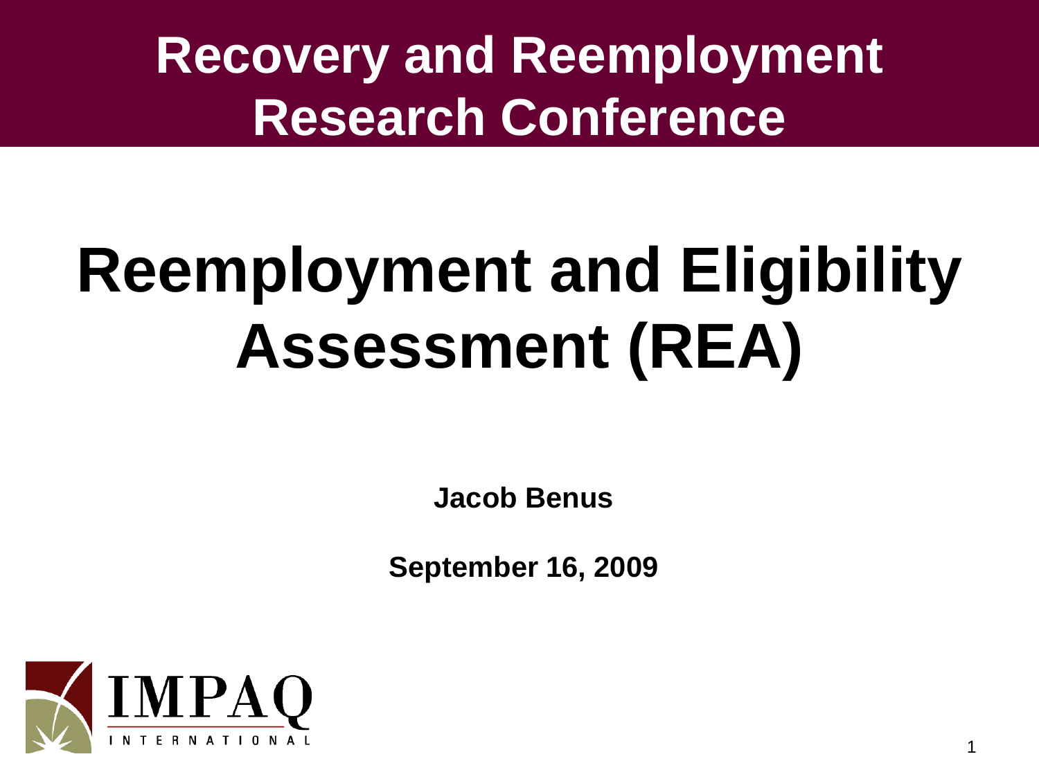# Recovery and Reemployment Research Conference

# Reemployment and Eligibility Assessment (REA)

**Jacob Benus**

**September 16, 2009**

IMPAQ INTERNATIONAL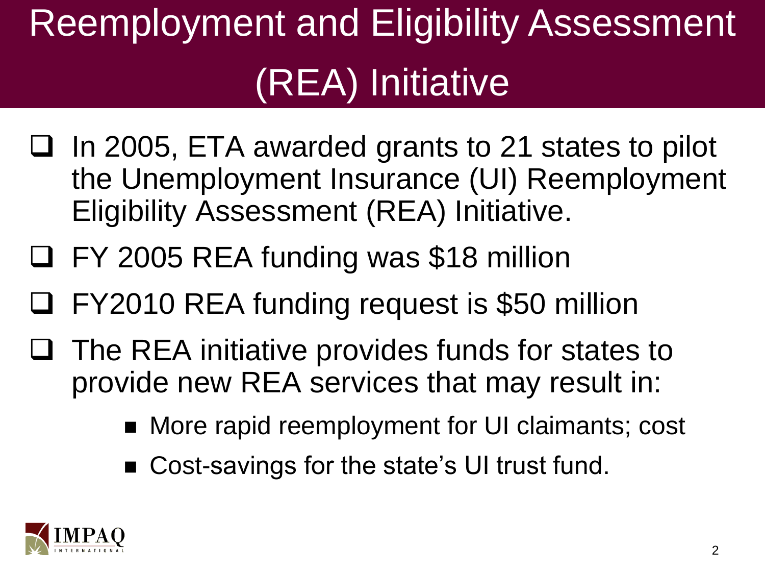# Reemployment and Eligibility Assessment (REA) Initiative

- In 2005, ETA awarded grants to 21 states to pilot the Unemployment Insurance (UI) Reemployment Eligibility Assessment (REA) Initiative.
- FY 2005 REA funding was $18 million
- FY2010 REA funding request is $50 million
- The REA initiative provides funds for states to provide new REA services that may result in:
  - More rapid reemployment for UI claimants; cost
  - Cost-savings for the state's UI trust fund.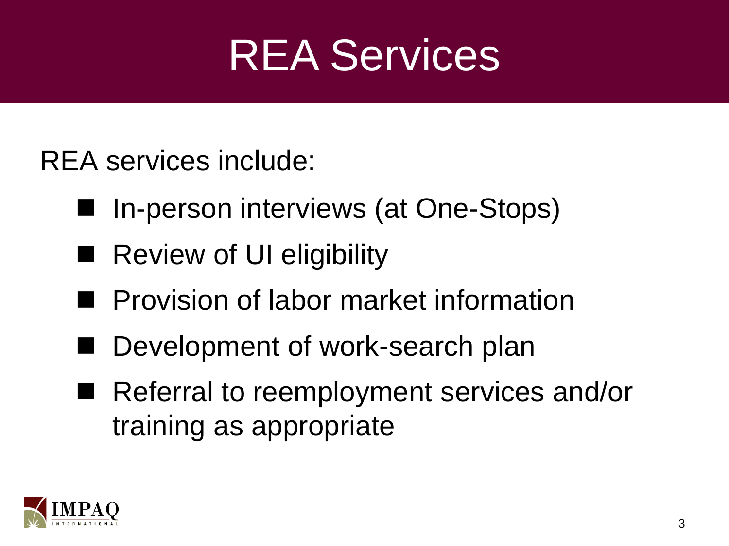# REA Services

REA services include:

- In-person interviews (at One-Stops)
- Review of UI eligibility
- Provision of labor market information
- Development of work-search plan
- Referral to reemployment services and/or training as appropriate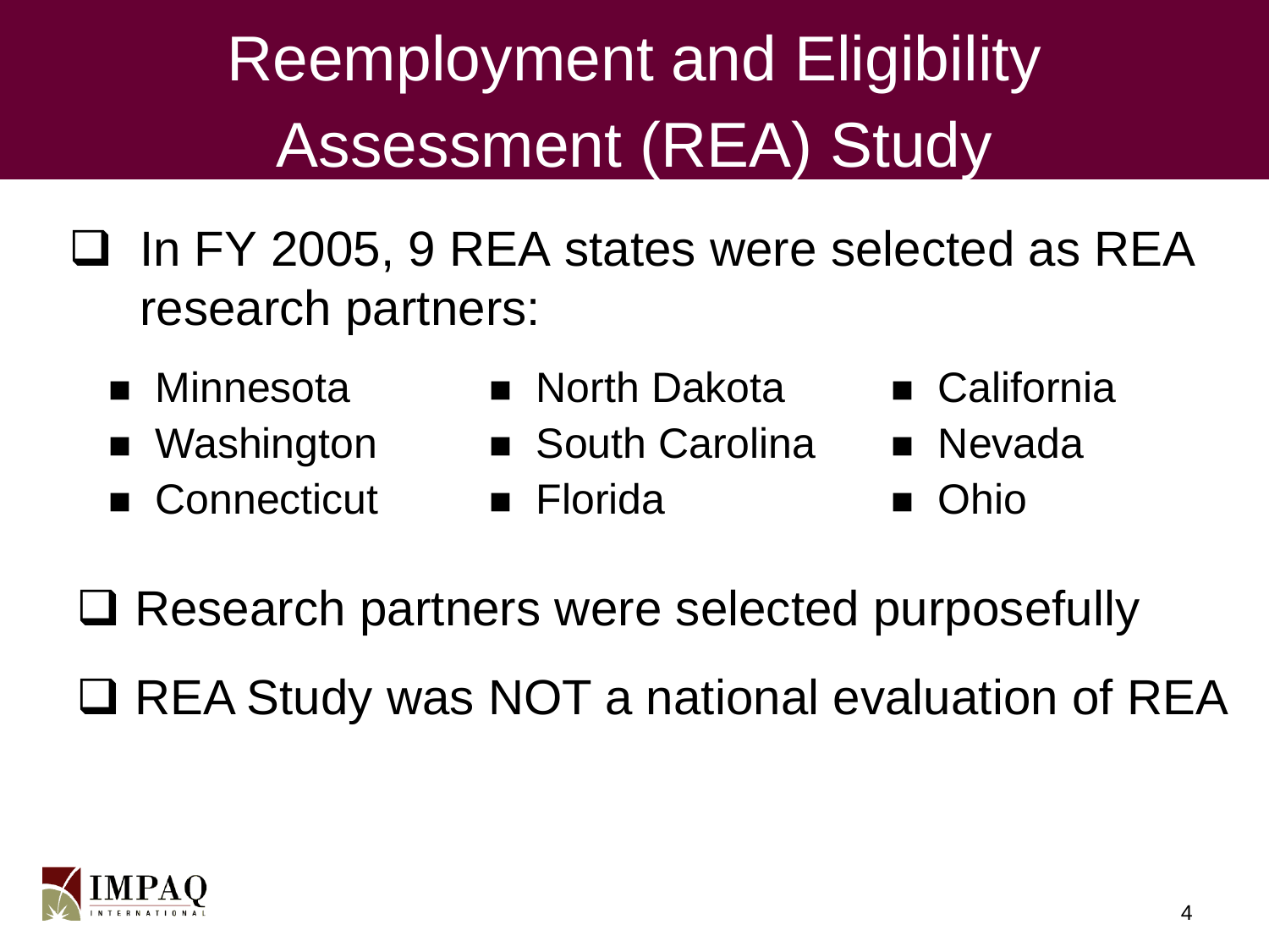# Reemployment and Eligibility Assessment (REA) Study

- In FY 2005, 9 REA states were selected as REA research partners:
  - Minnesota
  - Washington
  - Connecticut
  - North Dakota
  - South Carolina
  - Florida
  - California
  - Nevada
  - Ohio
- Research partners were selected purposefully
- REA Study was NOT a national evaluation of REA

IMPAQ INTERNATIONAL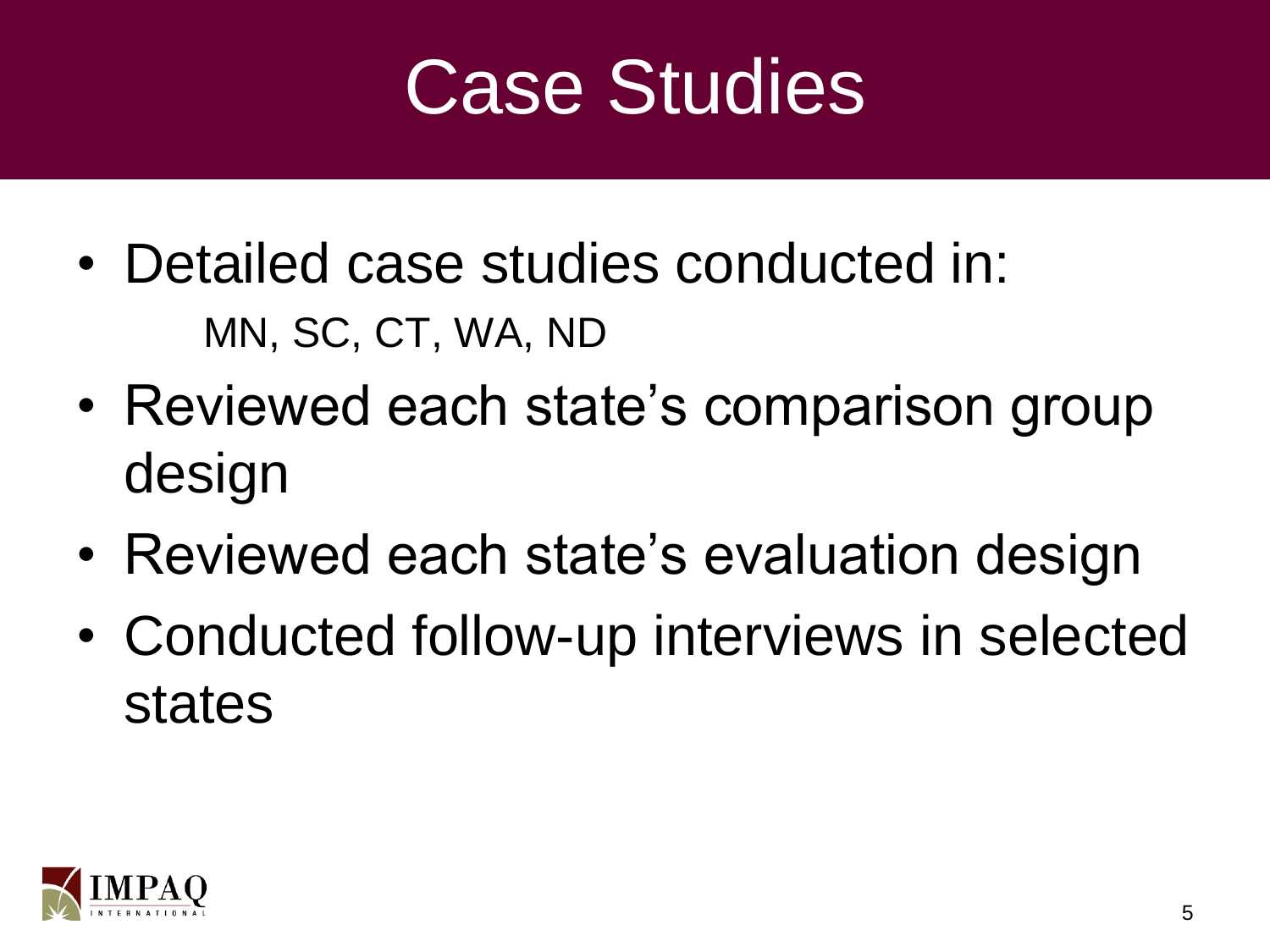# Case Studies

- Detailed case studies conducted in:
  MN, SC, CT, WA, ND
- Reviewed each state's comparison group design
- Reviewed each state's evaluation design
- Conducted follow-up interviews in selected states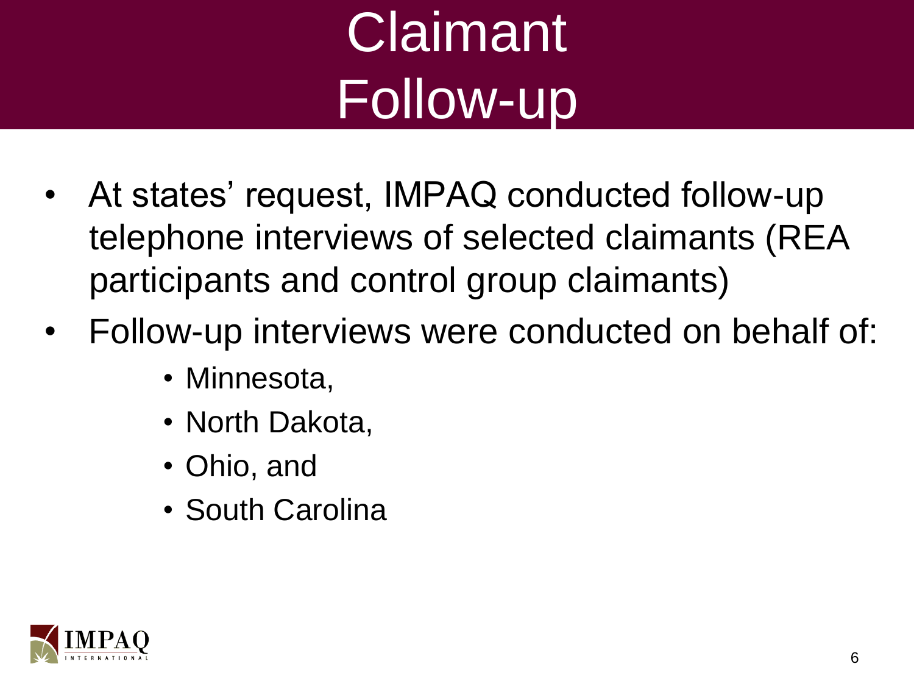# Claimant Follow-up

- At states' request, IMPAQ conducted follow-up telephone interviews of selected claimants (REA participants and control group claimants)
- Follow-up interviews were conducted on behalf of:
  - Minnesota,
  - North Dakota,
  - Ohio, and
  - South Carolina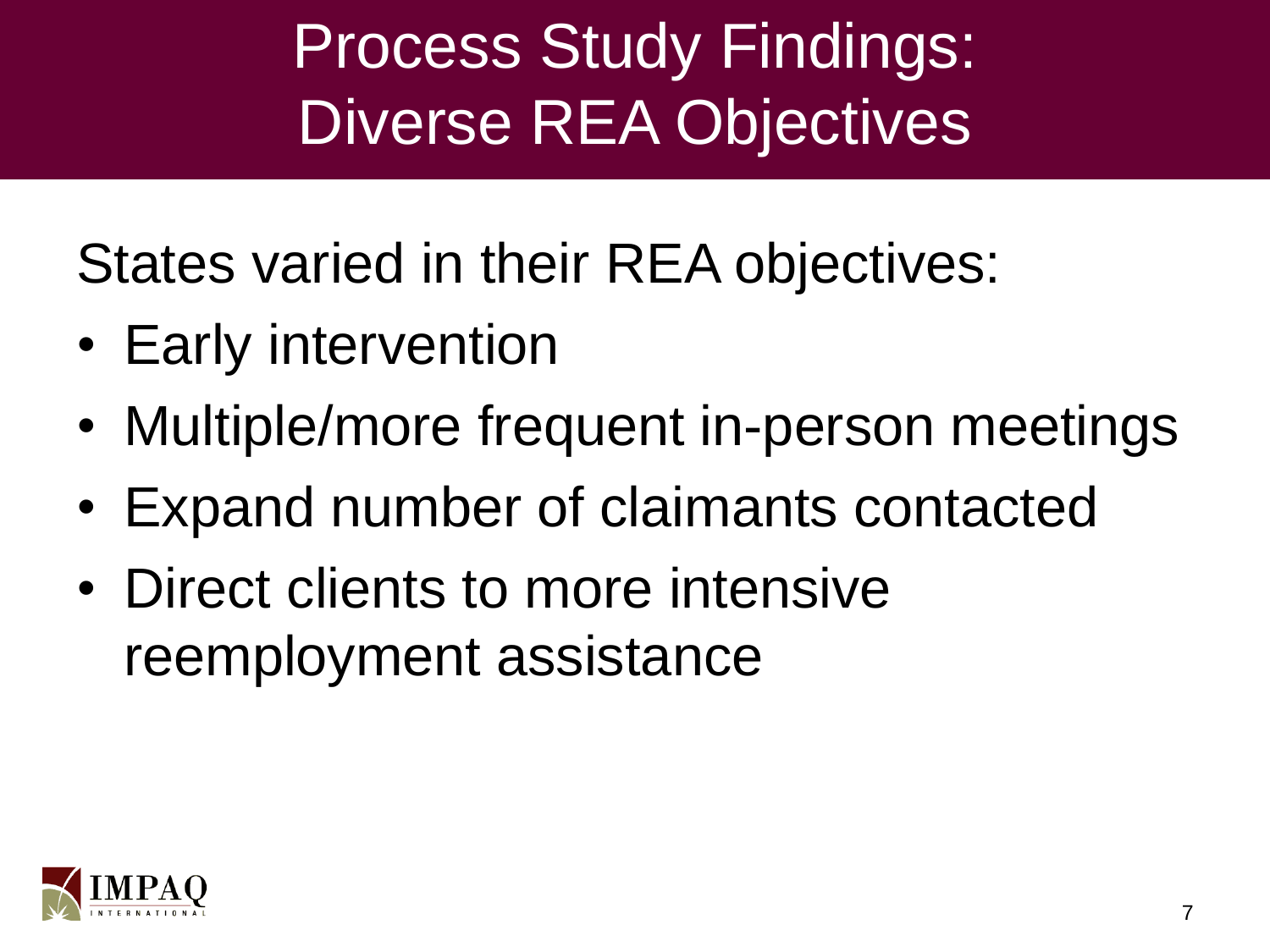# Process Study Findings: Diverse REA Objectives

States varied in their REA objectives:

- Early intervention
- Multiple/more frequent in-person meetings
- Expand number of claimants contacted
- Direct clients to more intensive reemployment assistance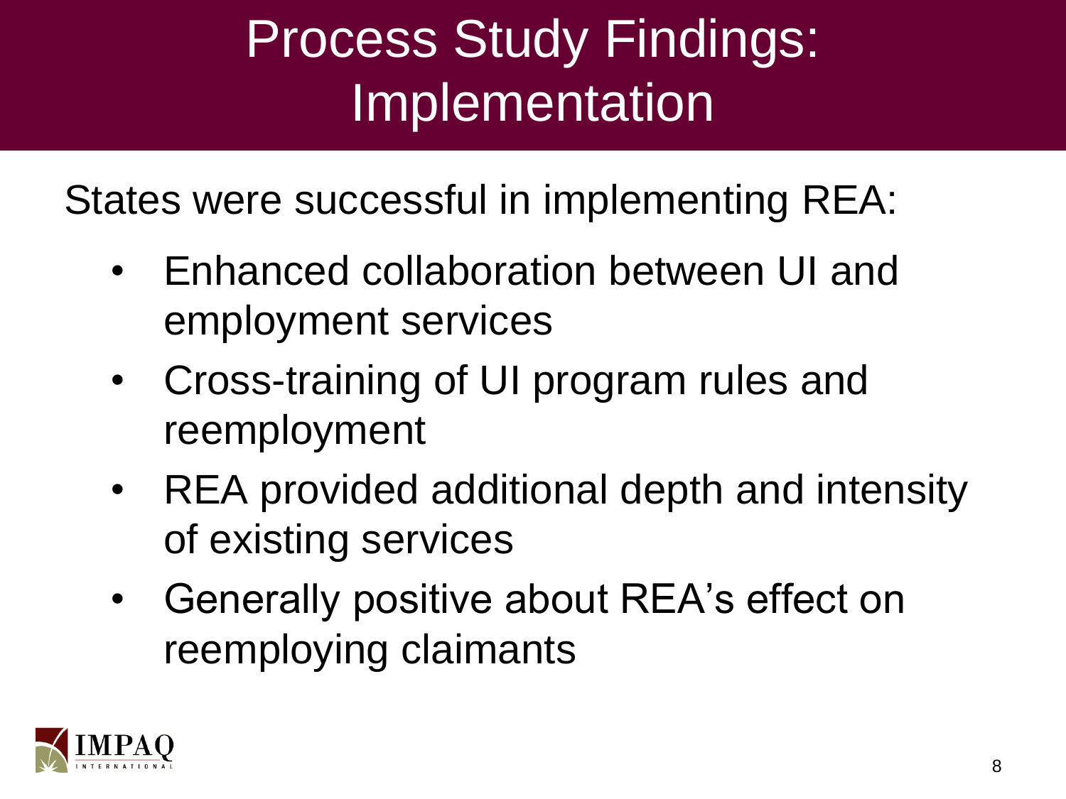# Process Study Findings: Implementation

States were successful in implementing REA:

- Enhanced collaboration between UI and employment services
- Cross-training of UI program rules and reemployment
- REA provided additional depth and intensity of existing services
- Generally positive about REA's effect on reemploying claimants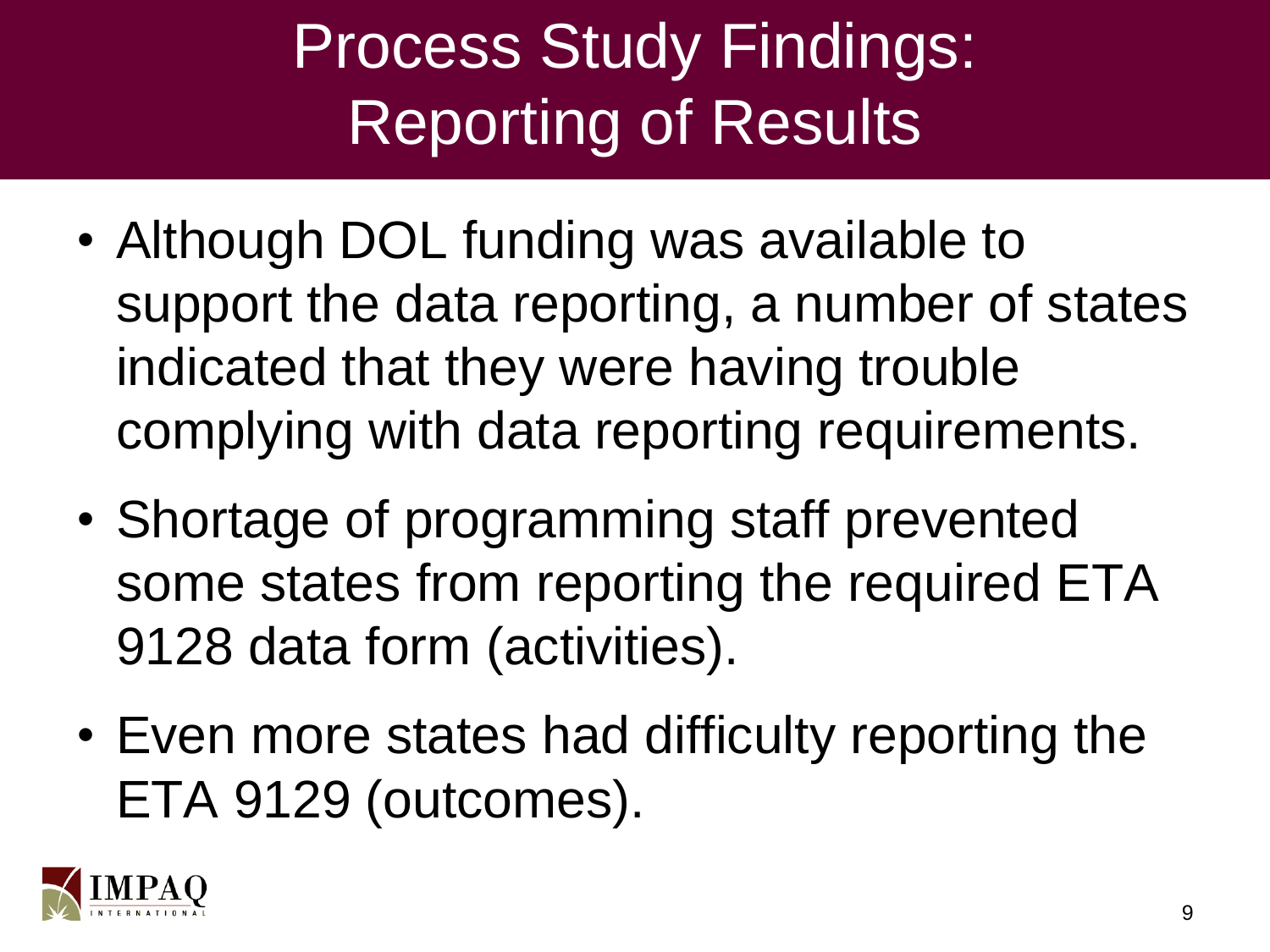# Process Study Findings: Reporting of Results

- Although DOL funding was available to support the data reporting, a number of states indicated that they were having trouble complying with data reporting requirements.
- Shortage of programming staff prevented some states from reporting the required ETA 9128 data form (activities).
- Even more states had difficulty reporting the ETA 9129 (outcomes).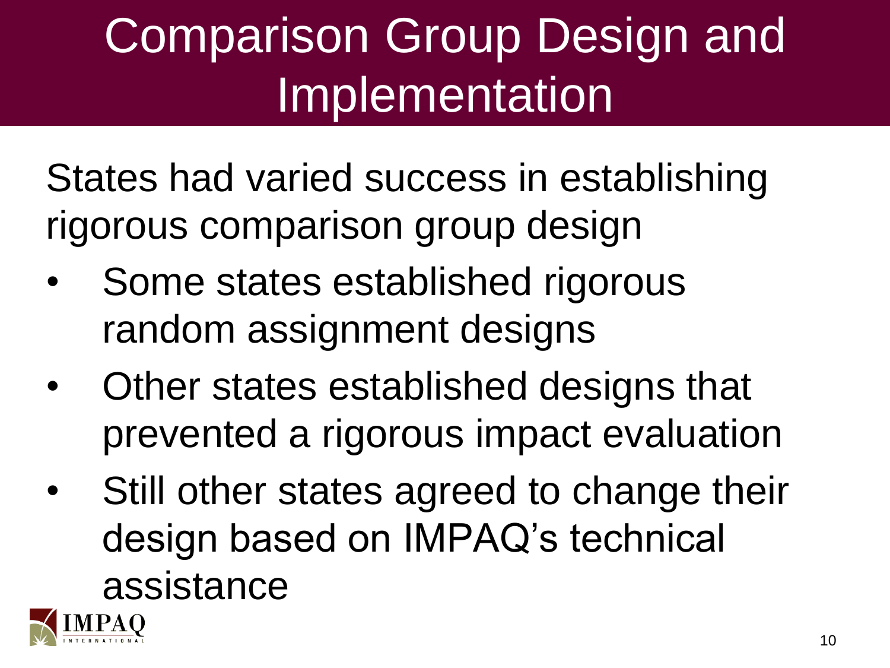# Comparison Group Design and Implementation

States had varied success in establishing rigorous comparison group design

- Some states established rigorous random assignment designs
- Other states established designs that prevented a rigorous impact evaluation
- Still other states agreed to change their design based on IMPAQ's technical assistance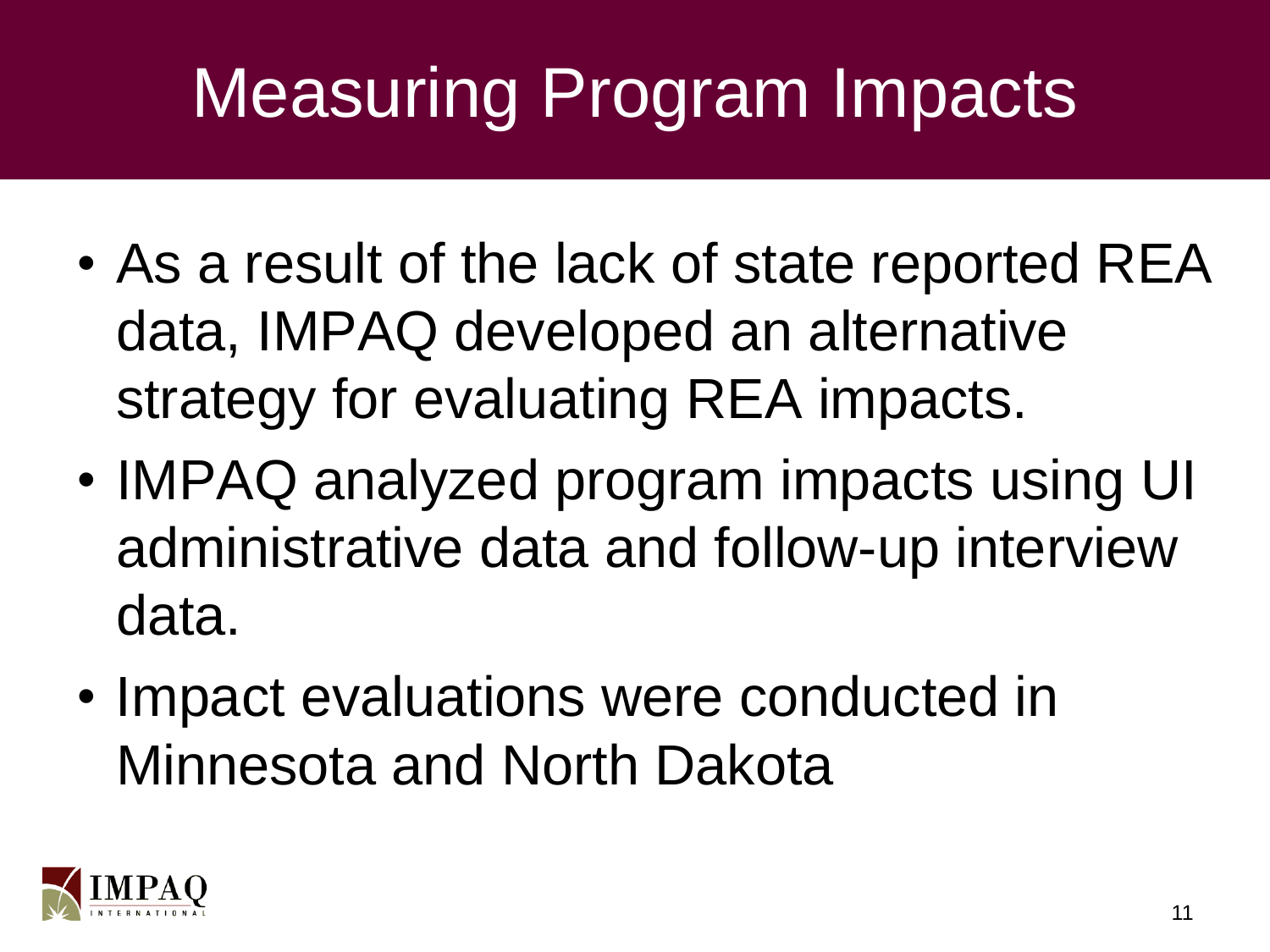# Measuring Program Impacts

- As a result of the lack of state reported REA data, IMPAQ developed an alternative strategy for evaluating REA impacts.
- IMPAQ analyzed program impacts using UI administrative data and follow-up interview data.
- Impact evaluations were conducted in Minnesota and North Dakota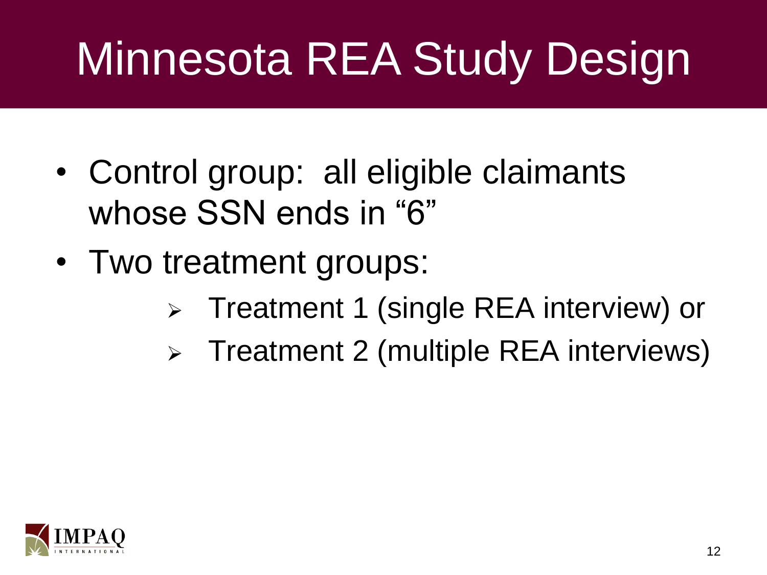# Minnesota REA Study Design

- Control group: all eligible claimants whose SSN ends in "6"
- Two treatment groups:
  - Treatment 1 (single REA interview) or
  - Treatment 2 (multiple REA interviews)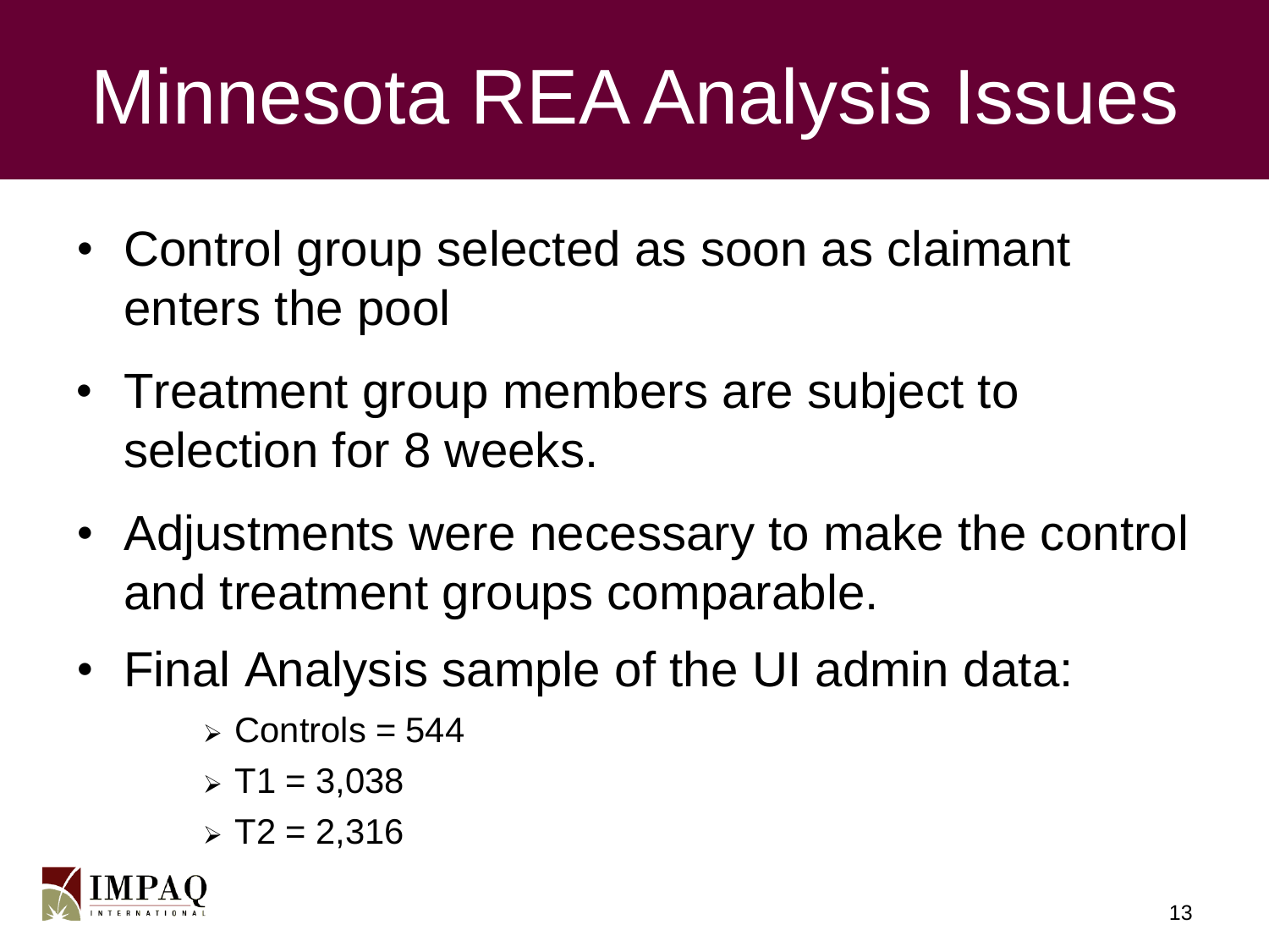# Minnesota REA Analysis Issues

- Control group selected as soon as claimant enters the pool
- Treatment group members are subject to selection for 8 weeks.
- Adjustments were necessary to make the control and treatment groups comparable.
- Final Analysis sample of the UI admin data:
  - Controls = 544
  - T1 = 3,038
  - T2 = 2,316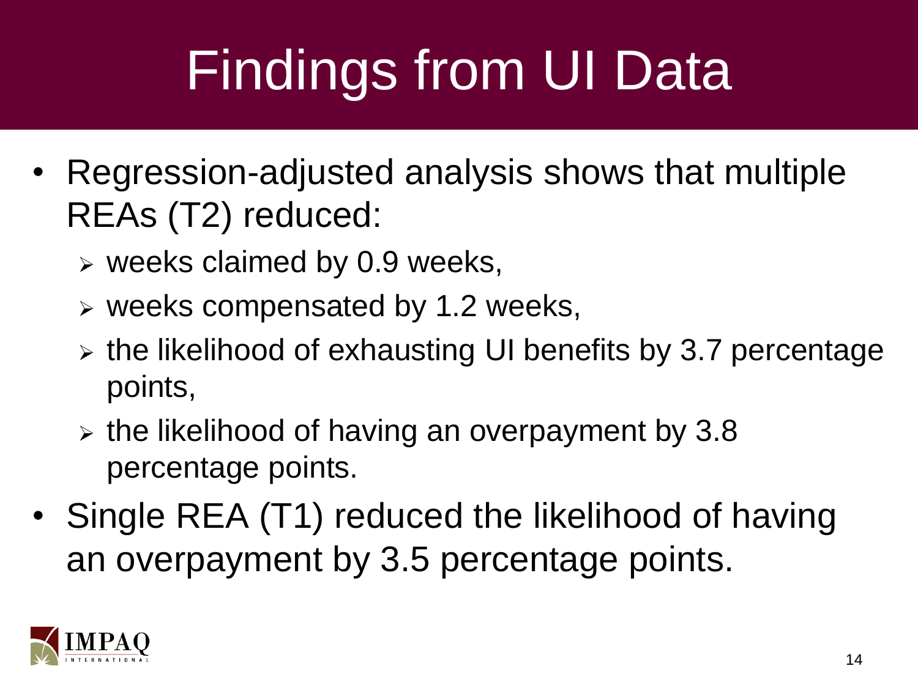# Findings from UI Data

- Regression-adjusted analysis shows that multiple REAs (T2) reduced:
  - weeks claimed by 0.9 weeks,
  - weeks compensated by 1.2 weeks,
  - the likelihood of exhausting UI benefits by 3.7 percentage points,
  - the likelihood of having an overpayment by 3.8 percentage points.
- Single REA (T1) reduced the likelihood of having an overpayment by 3.5 percentage points.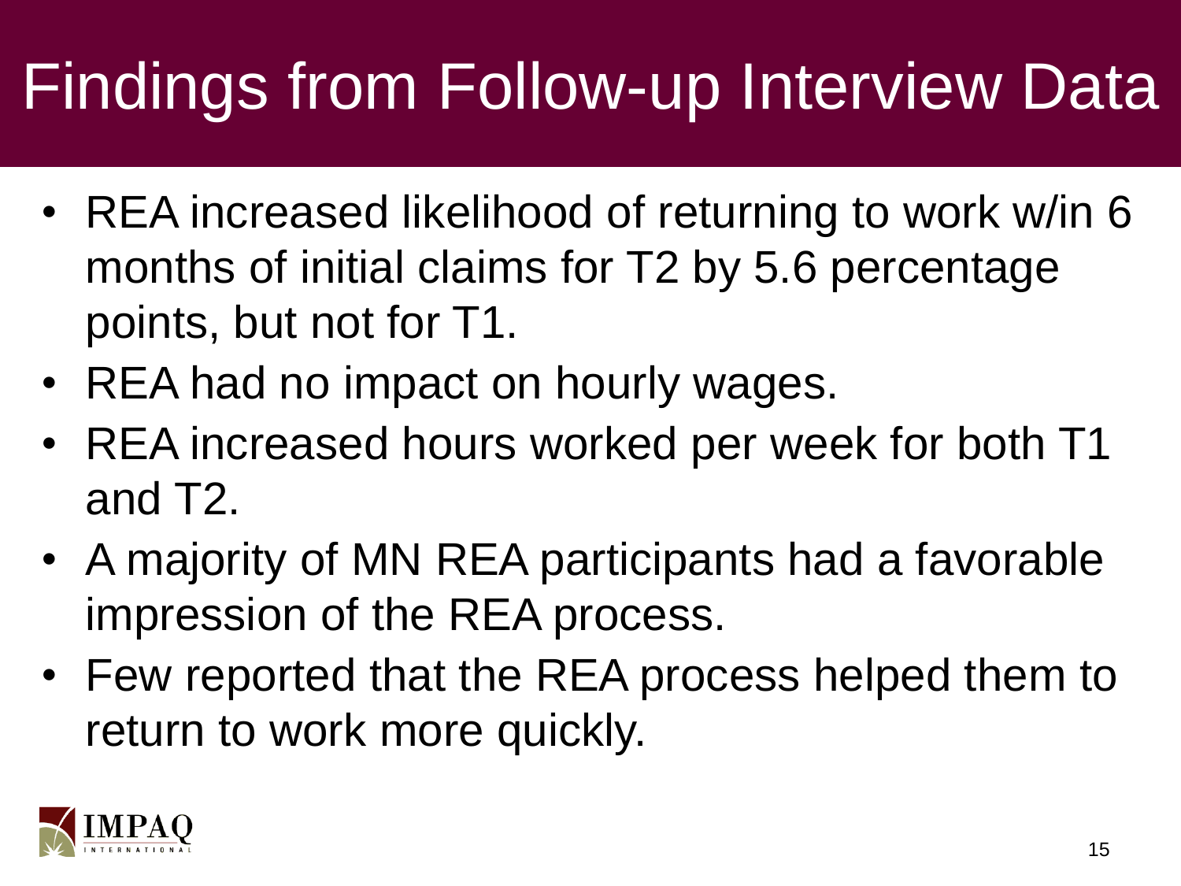# Findings from Follow-up Interview Data

- REA increased likelihood of returning to work w/in 6 months of initial claims for T2 by 5.6 percentage points, but not for T1.
- REA had no impact on hourly wages.
- REA increased hours worked per week for both T1 and T2.
- A majority of MN REA participants had a favorable impression of the REA process.
- Few reported that the REA process helped them to return to work more quickly.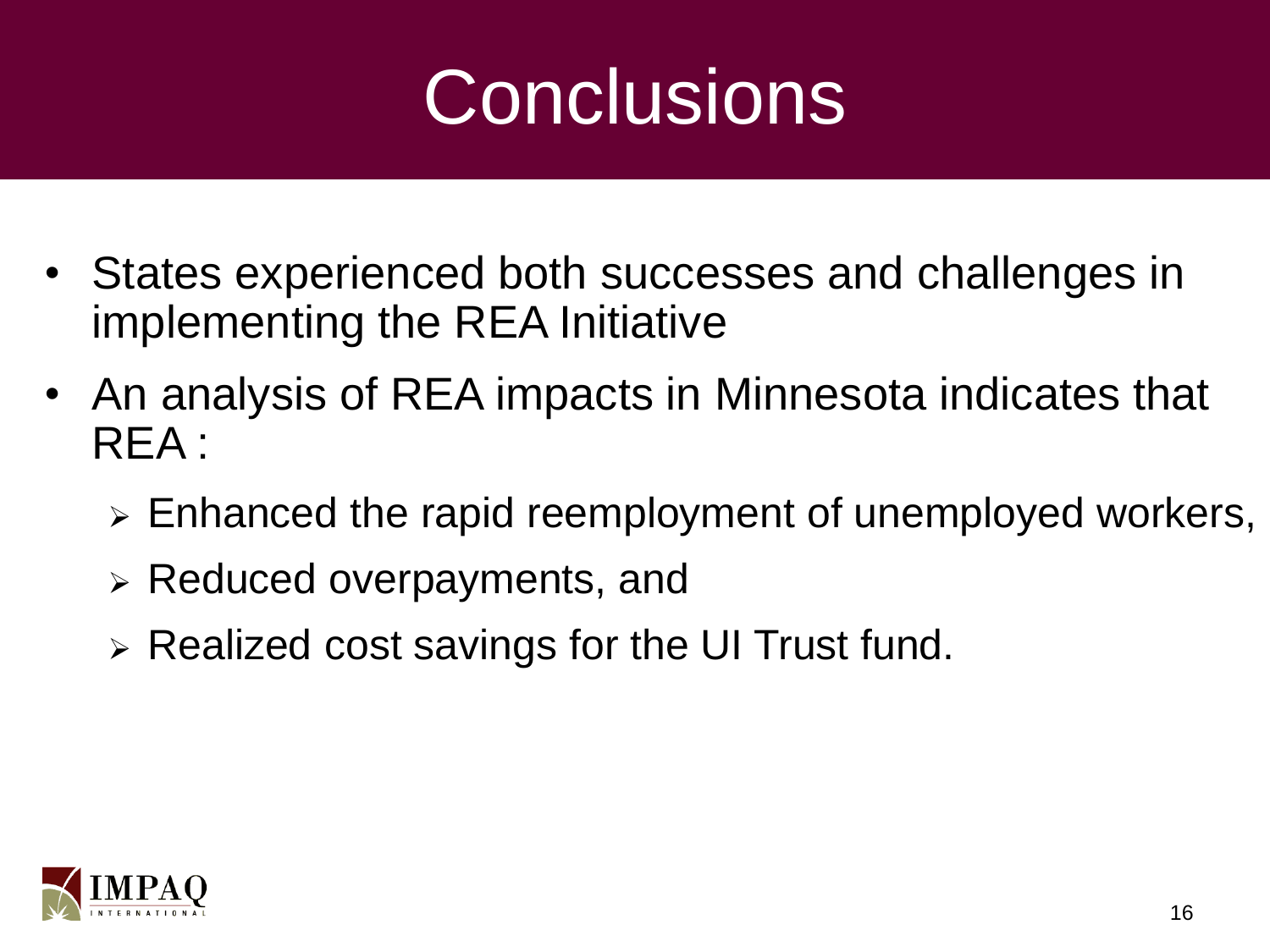# Conclusions

- States experienced both successes and challenges in implementing the REA Initiative
- An analysis of REA impacts in Minnesota indicates that REA :
  - Enhanced the rapid reemployment of unemployed workers,
  - Reduced overpayments, and
  - Realized cost savings for the UI Trust fund.